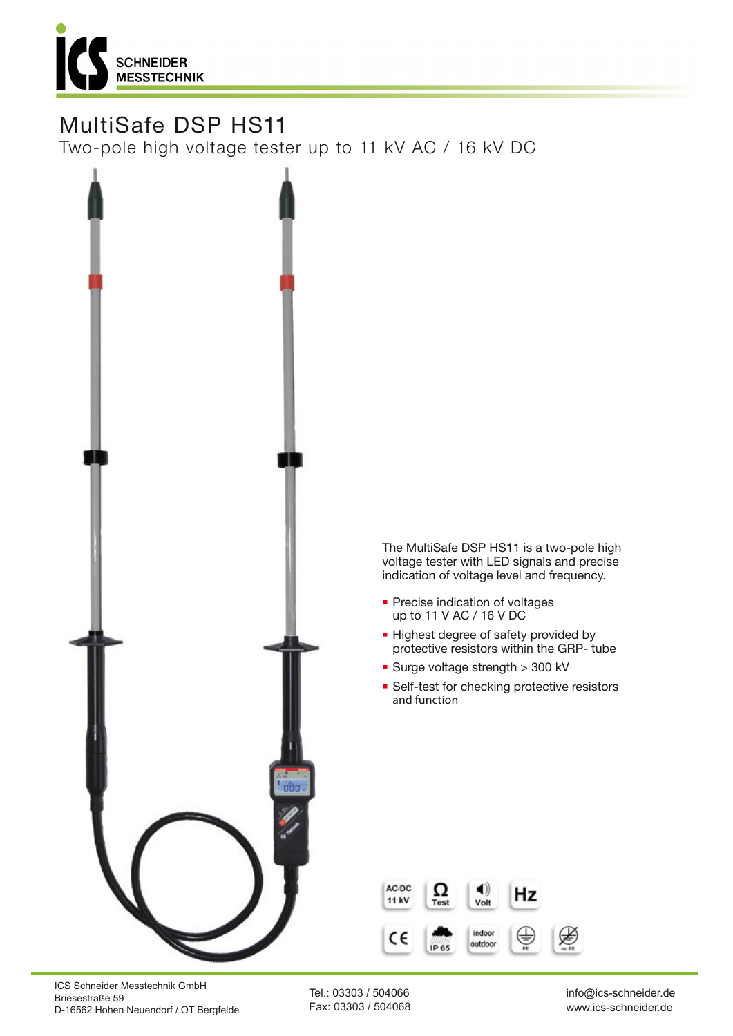ICS SCHNEIDER MESSTECHNIK

# MultiSafe DSP HS11

## Two-pole high voltage tester up to 11 kV AC / 16 kV DC

The MultiSafe DSP HS11 is a two-pole high voltage tester with LED signals and precise indication of voltage level and frequency.

- Precise indication of voltages up to 11 V AC / 16 V DC
- Highest degree of safety provided by protective resistors within the GRP- tube
- Surge voltage strength > 300 kV
- Self-test for checking protective resistors and function

AC/DC 11 kV | Ω Test | Volt | Hz | CE | IP 65 | indoor outdoor | PE | no PE

ICS Schneider Messtechnik GmbH
Briesestraße 59
D-16562 Hohen Neuendorf / OT Bergfelde

Tel.: 03303 / 504066
Fax: 03303 / 504068

info@ics-schneider.de
www.ics-schneider.de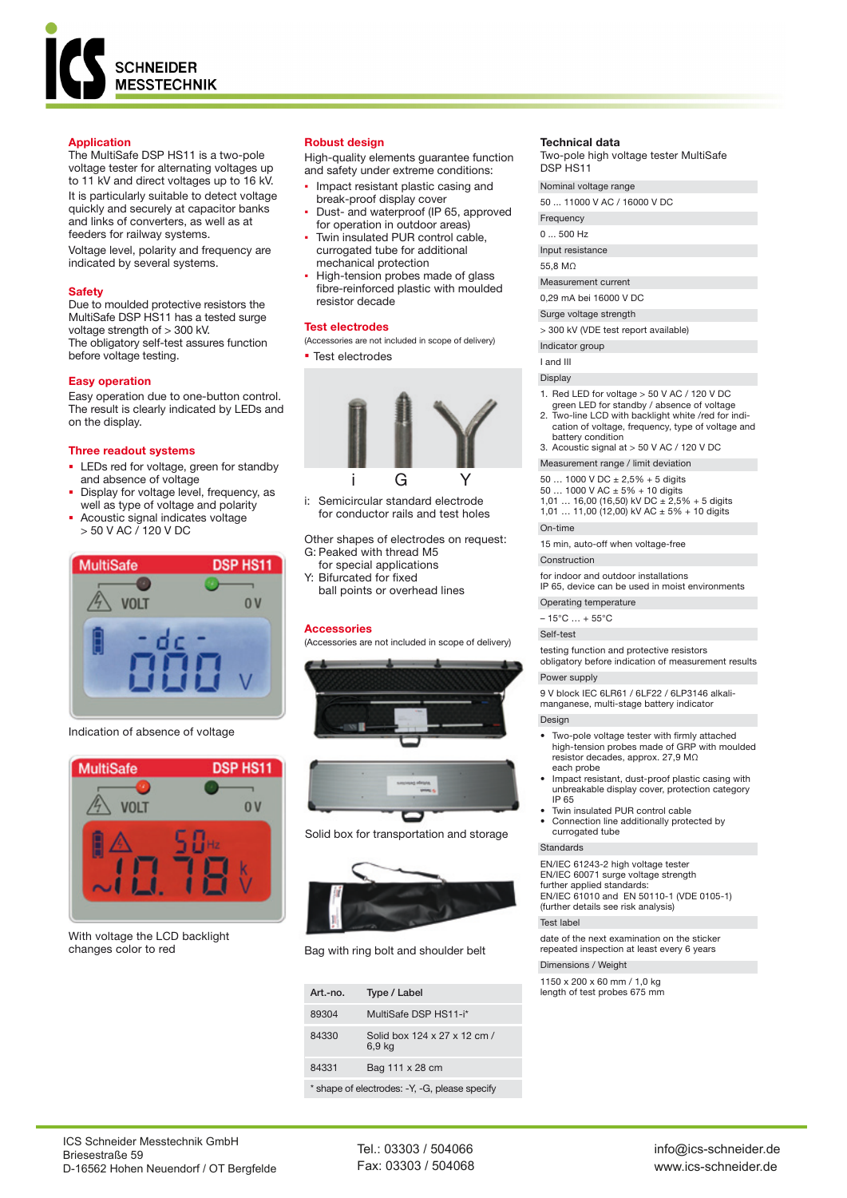SCHNEIDER MESSTECHNIK

## Application

The MultiSafe DSP HS11 is a two-pole voltage tester for alternating voltages up to 11 kV and direct voltages up to 16 kV.

It is particularly suitable to detect voltage quickly and securely at capacitor banks and links of converters, as well as at feeders for railway systems.

Voltage level, polarity and frequency are indicated by several systems.

## Safety

Due to moulded protective resistors the MultiSafe DSP HS11 has a tested surge voltage strength of > 300 kV.
The obligatory self-test assures function before voltage testing.

## Easy operation

Easy operation due to one-button control. The result is clearly indicated by LEDs and on the display.

## Three readout systems

- LEDs red for voltage, green for standby and absence of voltage
- Display for voltage level, frequency, as well as type of voltage and polarity
- Acoustic signal indicates voltage > 50 V AC / 120 V DC

MultiSafe DSP HS11
VOLT 0 V
-dc-
000 V

Indication of absence of voltage

MultiSafe DSP HS11
VOLT 0 V
50 Hz
~10.78 kV

With voltage the LCD backlight changes color to red

## Robust design

High-quality elements guarantee function and safety under extreme conditions:

- Impact resistant plastic casing and break-proof display cover
- Dust- and waterproof (IP 65, approved for operation in outdoor areas)
- Twin insulated PUR control cable, currugated tube for additional mechanical protection
- High-tension probes made of glass fibre-reinforced plastic with moulded resistor decade

## Test electrodes

(Accessories are not included in scope of delivery)

- Test electrodes

i G Y

i: Semicircular standard electrode for conductor rails and test holes

Other shapes of electrodes on request:
G: Peaked with thread M5 for special applications
Y: Bifurcated for fixed ball points or overhead lines

## Accessories

(Accessories are not included in scope of delivery)

Solid box for transportation and storage

Bag with ring bolt and shoulder belt

| Art.-no. | Type / Label |
|---|---|
| 89304 | MultiSafe DSP HS11-i* |
| 84330 | Solid box 124 x 27 x 12 cm / 6,9 kg |
| 84331 | Bag 111 x 28 cm |

\* shape of electrodes: -Y, -G, please specify

## Technical data

Two-pole high voltage tester MultiSafe DSP HS11

**Nominal voltage range**
50 ... 11000 V AC / 16000 V DC

**Frequency**
0 ... 500 Hz

**Input resistance**
55,8 MΩ

**Measurement current**
0,29 mA bei 16000 V DC

**Surge voltage strength**
> 300 kV (VDE test report available)

**Indicator group**
I and III

**Display**
1. Red LED for voltage > 50 V AC / 120 V DC green LED for standby / absence of voltage
2. Two-line LCD with backlight white /red for indication of voltage, frequency, type of voltage and battery condition
3. Acoustic signal at > 50 V AC / 120 V DC

**Measurement range / limit deviation**
50 … 1000 V DC ± 2,5% + 5 digits
50 … 1000 V AC ± 5% + 10 digits
1,01 … 16,00 (16,50) kV DC ± 2,5% + 5 digits
1,01 … 11,00 (12,00) kV AC ± 5% + 10 digits

**On-time**
15 min, auto-off when voltage-free

**Construction**
for indoor and outdoor installations
IP 65, device can be used in moist environments

**Operating temperature**
– 15°C … + 55°C

**Self-test**
testing function and protective resistors obligatory before indication of measurement results

**Power supply**
9 V block IEC 6LR61 / 6LF22 / 6LP3146 alkali-manganese, multi-stage battery indicator

**Design**
- Two-pole voltage tester with firmly attached high-tension probes made of GRP with moulded resistor decades, approx. 27,9 MΩ each probe
- Impact resistant, dust-proof plastic casing with unbreakable display cover, protection category IP 65
- Twin insulated PUR control cable
- Connection line additionally protected by currugated tube

**Standards**
EN/IEC 61243-2 high voltage tester
EN/IEC 60071 surge voltage strength
further applied standards:
EN/IEC 61010 and EN 50110-1 (VDE 0105-1)
(further details see risk analysis)

**Test label**
date of the next examination on the sticker repeated inspection at least every 6 years

**Dimensions / Weight**
1150 x 200 x 60 mm / 1,0 kg
length of test probes 675 mm

ICS Schneider Messtechnik GmbH
Briesestraße 59
D-16562 Hohen Neuendorf / OT Bergfelde

Tel.: 03303 / 504066
Fax: 03303 / 504068

info@ics-schneider.de
www.ics-schneider.de